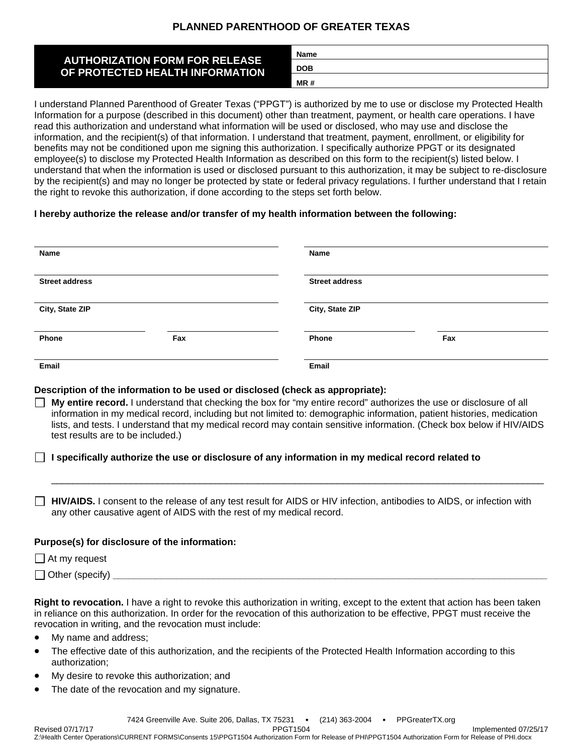# PLANNED PARENTHOOD OF GREATER TEXAS

## AUTHORIZATION FORM FOR RELEASE OF PROTECTED HEALTH INFORMATION

| | |
|---|---|
| **Name** | |
| **DOB** | |
| **MR #** | |

I understand Planned Parenthood of Greater Texas ("PPGT") is authorized by me to use or disclose my Protected Health Information for a purpose (described in this document) other than treatment, payment, or health care operations. I have read this authorization and understand what information will be used or disclosed, who may use and disclose the information, and the recipient(s) of that information. I understand that treatment, payment, enrollment, or eligibility for benefits may not be conditioned upon me signing this authorization. I specifically authorize PPGT or its designated employee(s) to disclose my Protected Health Information as described on this form to the recipient(s) listed below. I understand that when the information is used or disclosed pursuant to this authorization, it may be subject to re-disclosure by the recipient(s) and may no longer be protected by state or federal privacy regulations. I further understand that I retain the right to revoke this authorization, if done according to the steps set forth below.

**I hereby authorize the release and/or transfer of my health information between the following:**

| | | | |
|---|---|---|---|
| **Name** | | **Name** | |
| **Street address** | | **Street address** | |
| **City, State ZIP** | | **City, State ZIP** | |
| **Phone** | **Fax** | **Phone** | **Fax** |
| **Email** | | **Email** | |

**Description of the information to be used or disclosed (check as appropriate):**

☐ **My entire record.** I understand that checking the box for "my entire record" authorizes the use or disclosure of all information in my medical record, including but not limited to: demographic information, patient histories, medication lists, and tests. I understand that my medical record may contain sensitive information. (Check box below if HIV/AIDS test results are to be included.)

☐ **I specifically authorize the use or disclosure of any information in my medical record related to**

\_\_\_\_\_\_\_\_\_\_\_\_\_\_\_\_\_\_\_\_\_\_\_\_\_\_\_\_\_\_\_\_\_\_\_\_\_\_\_\_\_\_\_\_\_\_\_\_\_\_\_\_\_\_\_\_\_\_\_\_\_\_\_\_\_\_\_\_\_\_\_\_\_\_\_\_\_\_

☐ **HIV/AIDS.** I consent to the release of any test result for AIDS or HIV infection, antibodies to AIDS, or infection with any other causative agent of AIDS with the rest of my medical record.

**Purpose(s) for disclosure of the information:**

☐ At my request

☐ Other (specify) \_\_\_\_\_\_\_\_\_\_\_\_\_\_\_\_\_\_\_\_\_\_\_\_\_\_\_\_\_\_\_\_\_\_\_\_\_\_\_\_\_\_\_\_\_\_\_\_\_\_\_\_\_\_\_\_\_\_\_\_\_\_\_\_\_\_\_\_\_\_\_

**Right to revocation.** I have a right to revoke this authorization in writing, except to the extent that action has been taken in reliance on this authorization. In order for the revocation of this authorization to be effective, PPGT must receive the revocation in writing, and the revocation must include:

- My name and address;
- The effective date of this authorization, and the recipients of the Protected Health Information according to this authorization;
- My desire to revoke this authorization; and
- The date of the revocation and my signature.

7424 Greenville Ave. Suite 206, Dallas, TX 75231 • (214) 363-2004 • PPGreaterTX.org

Revised 07/17/17 PPGT1504 Implemented 07/25/17

Z:\Health Center Operations\CURRENT FORMS\Consents 15\PPGT1504 Authorization Form for Release of PHI\PPGT1504 Authorization Form for Release of PHI.docx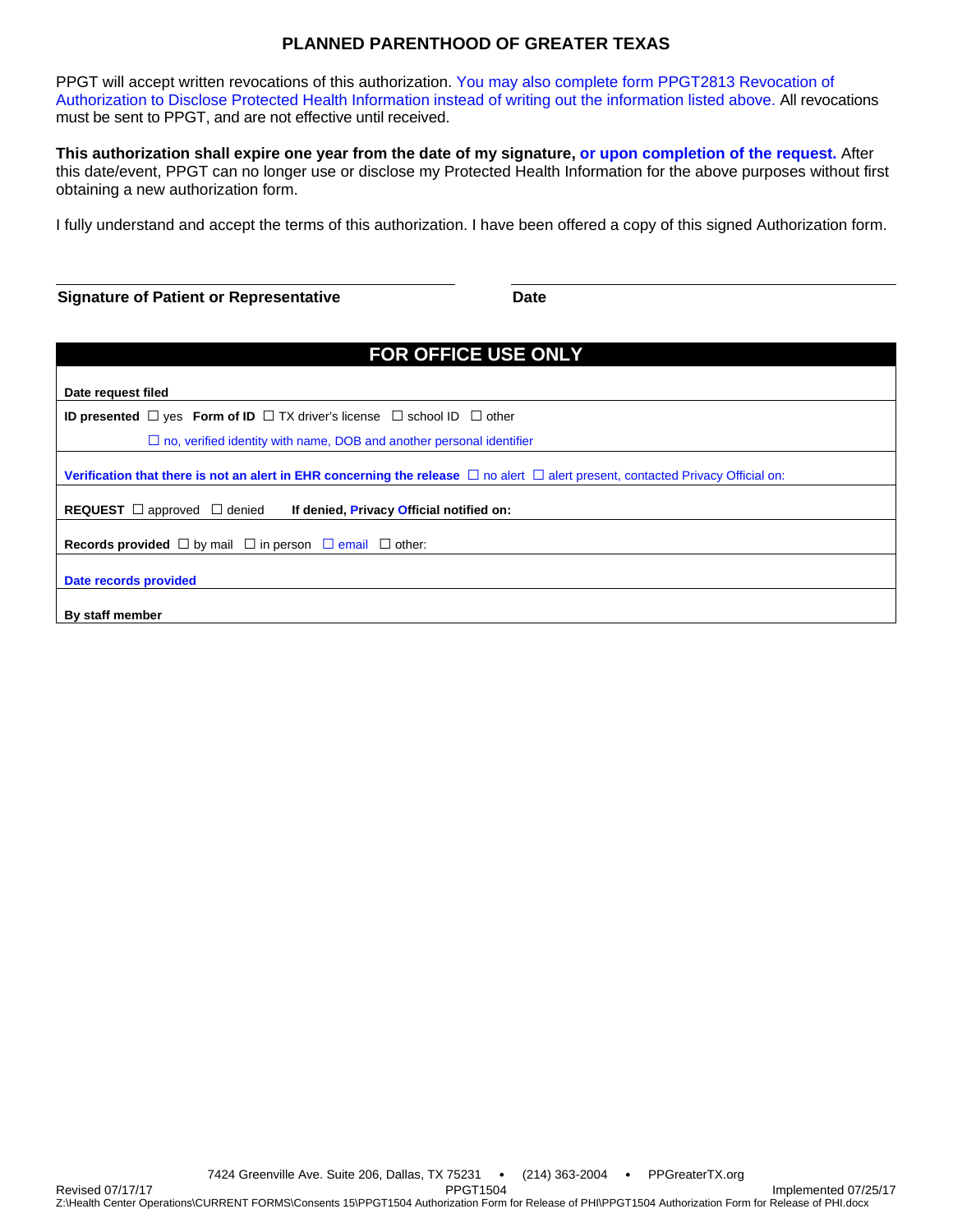## PLANNED PARENTHOOD OF GREATER TEXAS

PPGT will accept written revocations of this authorization. You may also complete form PPGT2813 Revocation of Authorization to Disclose Protected Health Information instead of writing out the information listed above. All revocations must be sent to PPGT, and are not effective until received.

**This authorization shall expire one year from the date of my signature, or upon completion of the request.** After this date/event, PPGT can no longer use or disclose my Protected Health Information for the above purposes without first obtaining a new authorization form.

I fully understand and accept the terms of this authorization. I have been offered a copy of this signed Authorization form.

______________________________ ______________________________

**Signature of Patient or Representative** **Date**

| FOR OFFICE USE ONLY |
|---|
| **Date request filed** |
| **ID presented** ☐ yes **Form of ID** ☐ TX driver's license ☐ school ID ☐ other<br>☐ no, verified identity with name, DOB and another personal identifier |
| **Verification that there is not an alert in EHR concerning the release** ☐ no alert ☐ alert present, contacted Privacy Official on: |
| **REQUEST** ☐ approved ☐ denied **If denied, Privacy Official notified on:** |
| **Records provided** ☐ by mail ☐ in person ☐ email ☐ other: |
| **Date records provided** |
| **By staff member** |

7424 Greenville Ave. Suite 206, Dallas, TX 75231 • (214) 363-2004 • PPGreaterTX.org

Revised 07/17/17 PPGT1504 Implemented 07/25/17

Z:\Health Center Operations\CURRENT FORMS\Consents 15\PPGT1504 Authorization Form for Release of PHI\PPGT1504 Authorization Form for Release of PHI.docx